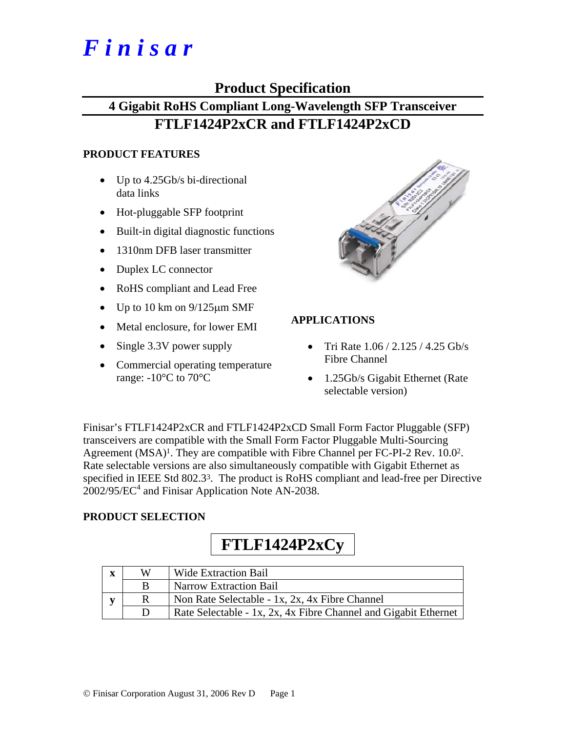# Finisar

## Product Specification

## 4 Gigabit RoHS Compliant Long-Wavelength SFP Transceiver

## FTLF1424P2xCR and FTLF1424P2xCD

### PRODUCT FEATURES

- Up to 4.25Gb/s bi-directional data links
- Hot-pluggable SFP footprint
- Built-in digital diagnostic functions
- 1310nm DFB laser transmitter
- Duplex LC connector
- RoHS compliant and Lead Free
- Up to 10 km on 9/125μm SMF
- Metal enclosure, for lower EMI
- Single 3.3V power supply
- Commercial operating temperature range: -10°C to 70°C

### APPLICATIONS

- Tri Rate 1.06 / 2.125 / 4.25 Gb/s Fibre Channel
- 1.25Gb/s Gigabit Ethernet (Rate selectable version)

Finisar's FTLF1424P2xCR and FTLF1424P2xCD Small Form Factor Pluggable (SFP) transceivers are compatible with the Small Form Factor Pluggable Multi-Sourcing Agreement (MSA)[1]. They are compatible with Fibre Channel per FC-PI-2 Rev. 10.0[2]. Rate selectable versions are also simultaneously compatible with Gigabit Ethernet as specified in IEEE Std 802.3[3]. The product is RoHS compliant and lead-free per Directive 2002/95/EC[4] and Finisar Application Note AN-2038.

### PRODUCT SELECTION

**FTLF1424P2xCy**

| | | |
|---|---|---|
| **x** | W | Wide Extraction Bail |
| | B | Narrow Extraction Bail |
| **y** | R | Non Rate Selectable - 1x, 2x, 4x Fibre Channel |
| | D | Rate Selectable - 1x, 2x, 4x Fibre Channel and Gigabit Ethernet |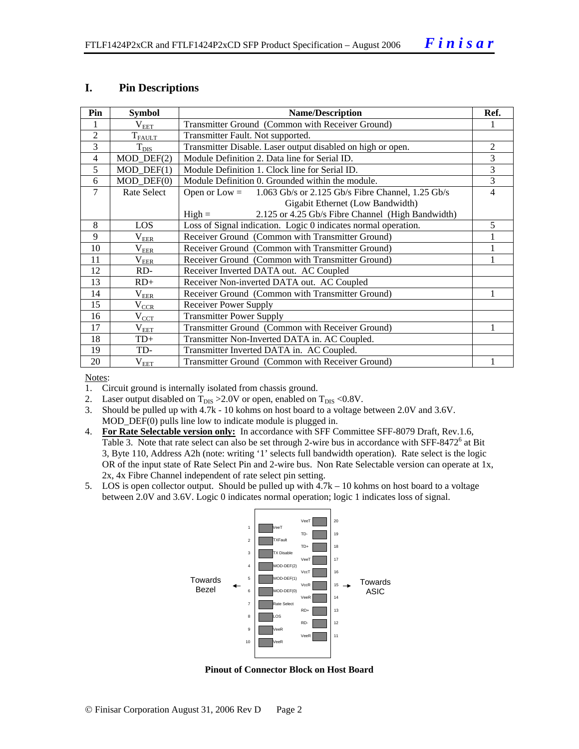## I. Pin Descriptions

| Pin | Symbol | Name/Description | Ref. |
|---|---|---|---|
| 1 | $V_{EET}$ | Transmitter Ground (Common with Receiver Ground) | 1 |
| 2 | $T_{FAULT}$ | Transmitter Fault. Not supported. | |
| 3 | $T_{DIS}$ | Transmitter Disable. Laser output disabled on high or open. | 2 |
| 4 | MOD_DEF(2) | Module Definition 2. Data line for Serial ID. | 3 |
| 5 | MOD_DEF(1) | Module Definition 1. Clock line for Serial ID. | 3 |
| 6 | MOD_DEF(0) | Module Definition 0. Grounded within the module. | 3 |
| 7 | Rate Select | Open or Low = 1.063 Gb/s or 2.125 Gb/s Fibre Channel, 1.25 Gb/s Gigabit Ethernet (Low Bandwidth)<br>High = 2.125 or 4.25 Gb/s Fibre Channel (High Bandwidth) | 4 |
| 8 | LOS | Loss of Signal indication. Logic 0 indicates normal operation. | 5 |
| 9 | $V_{EER}$ | Receiver Ground (Common with Transmitter Ground) | 1 |
| 10 | $V_{EER}$ | Receiver Ground (Common with Transmitter Ground) | 1 |
| 11 | $V_{EER}$ | Receiver Ground (Common with Transmitter Ground) | 1 |
| 12 | RD- | Receiver Inverted DATA out. AC Coupled | |
| 13 | RD+ | Receiver Non-inverted DATA out. AC Coupled | |
| 14 | $V_{EER}$ | Receiver Ground (Common with Transmitter Ground) | 1 |
| 15 | $V_{CCR}$ | Receiver Power Supply | |
| 16 | $V_{CCT}$ | Transmitter Power Supply | |
| 17 | $V_{EET}$ | Transmitter Ground (Common with Receiver Ground) | 1 |
| 18 | TD+ | Transmitter Non-Inverted DATA in. AC Coupled. | |
| 19 | TD- | Transmitter Inverted DATA in. AC Coupled. | |
| 20 | $V_{EET}$ | Transmitter Ground (Common with Receiver Ground) | 1 |

Notes:

1. Circuit ground is internally isolated from chassis ground.
2. Laser output disabled on $T_{DIS}$ >2.0V or open, enabled on $T_{DIS}$ <0.8V.
3. Should be pulled up with 4.7k - 10 kohms on host board to a voltage between 2.0V and 3.6V. MOD_DEF(0) pulls line low to indicate module is plugged in.
4. **For Rate Selectable version only:** In accordance with SFF Committee SFF-8079 Draft, Rev.1.6, Table 3. Note that rate select can also be set through 2-wire bus in accordance with SFF-8472[6] at Bit 3, Byte 110, Address A2h (note: writing '1' selects full bandwidth operation). Rate select is the logic OR of the input state of Rate Select Pin and 2-wire bus. Non Rate Selectable version can operate at 1x, 2x, 4x Fibre Channel independent of rate select pin setting.
5. LOS is open collector output. Should be pulled up with 4.7k – 10 kohms on host board to a voltage between 2.0V and 3.6V. Logic 0 indicates normal operation; logic 1 indicates loss of signal.

Towards Bezel ← | → Towards ASIC

| Pin | Signal | Signal | Pin |
|---|---|---|---|
| 1 | VeeT | VeeT | 20 |
| 2 | TXFault | TD- | 19 |
| 3 | TX Disable | TD+ | 18 |
| 4 | MOD-DEF(2) | VeeT | 17 |
| 5 | MOD-DEF(1) | VccT | 16 |
| 6 | MOD-DEF(0) | VccR | 15 |
| 7 | Rate Select | VeeR | 14 |
| 8 | LOS | RD+ | 13 |
| 9 | VeeR | RD- | 12 |
| 10 | VeeR | VeeR | 11 |

**Pinout of Connector Block on Host Board**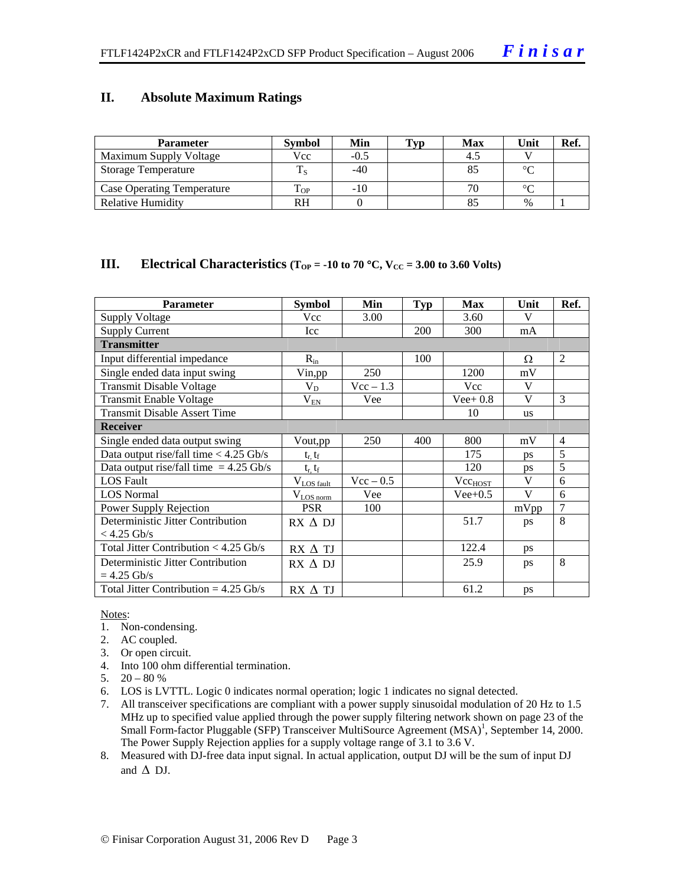## II. Absolute Maximum Ratings

| Parameter | Symbol | Min | Typ | Max | Unit | Ref. |
|---|---|---|---|---|---|---|
| Maximum Supply Voltage | Vcc | -0.5 | | 4.5 | V | |
| Storage Temperature | $T_S$ | -40 | | 85 | °C | |
| Case Operating Temperature | $T_{OP}$ | -10 | | 70 | °C | |
| Relative Humidity | RH | 0 | | 85 | % | 1 |

## III. Electrical Characteristics ($T_{OP}$ = -10 to 70 °C, $V_{CC}$ = 3.00 to 3.60 Volts)

| Parameter | Symbol | Min | Typ | Max | Unit | Ref. |
|---|---|---|---|---|---|---|
| Supply Voltage | Vcc | 3.00 | | 3.60 | V | |
| Supply Current | Icc | | 200 | 300 | mA | |
| **Transmitter** | | | | | | |
| Input differential impedance | $R_{in}$ | | 100 | | Ω | 2 |
| Single ended data input swing | Vin,pp | 250 | | 1200 | mV | |
| Transmit Disable Voltage | $V_D$ | Vcc – 1.3 | | Vcc | V | |
| Transmit Enable Voltage | $V_{EN}$ | Vee | | Vee+ 0.8 | V | 3 |
| Transmit Disable Assert Time | | | | 10 | us | |
| **Receiver** | | | | | | |
| Single ended data output swing | Vout,pp | 250 | 400 | 800 | mV | 4 |
| Data output rise/fall time < 4.25 Gb/s | $t_r, t_f$ | | | 175 | ps | 5 |
| Data output rise/fall time = 4.25 Gb/s | $t_r, t_f$ | | | 120 | ps | 5 |
| LOS Fault | $V_{LOS\ fault}$ | Vcc – 0.5 | | $Vcc_{HOST}$ | V | 6 |
| LOS Normal | $V_{LOS\ norm}$ | Vee | | Vee+0.5 | V | 6 |
| Power Supply Rejection | PSR | 100 | | | mVpp | 7 |
| Deterministic Jitter Contribution < 4.25 Gb/s | RX Δ DJ | | | 51.7 | ps | 8 |
| Total Jitter Contribution < 4.25 Gb/s | RX Δ TJ | | | 122.4 | ps | |
| Deterministic Jitter Contribution = 4.25 Gb/s | RX Δ DJ | | | 25.9 | ps | 8 |
| Total Jitter Contribution = 4.25 Gb/s | RX Δ TJ | | | 61.2 | ps | |

Notes:
1. Non-condensing.
2. AC coupled.
3. Or open circuit.
4. Into 100 ohm differential termination.
5. 20 – 80 %
6. LOS is LVTTL. Logic 0 indicates normal operation; logic 1 indicates no signal detected.
7. All transceiver specifications are compliant with a power supply sinusoidal modulation of 20 Hz to 1.5 MHz up to specified value applied through the power supply filtering network shown on page 23 of the Small Form-factor Pluggable (SFP) Transceiver MultiSource Agreement (MSA)[1], September 14, 2000. The Power Supply Rejection applies for a supply voltage range of 3.1 to 3.6 V.
8. Measured with DJ-free data input signal. In actual application, output DJ will be the sum of input DJ and Δ DJ.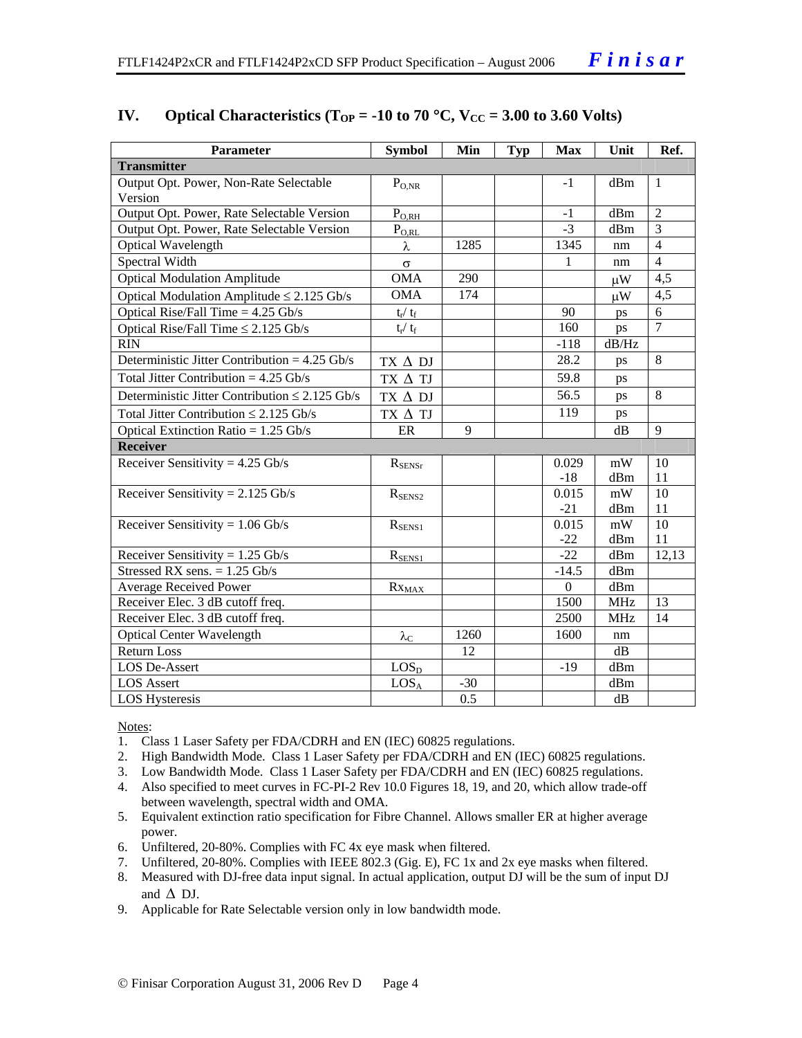## IV. Optical Characteristics ($T_{OP}$ = -10 to 70 °C, $V_{CC}$ = 3.00 to 3.60 Volts)

| Parameter | Symbol | Min | Typ | Max | Unit | Ref. |
|---|---|---|---|---|---|---|
| **Transmitter** | | | | | | |
| Output Opt. Power, Non-Rate Selectable Version | $P_{O,NR}$ | | | -1 | dBm | 1 |
| Output Opt. Power, Rate Selectable Version | $P_{O,RH}$ | | | -1 | dBm | 2 |
| Output Opt. Power, Rate Selectable Version | $P_{O,RL}$ | | | -3 | dBm | 3 |
| Optical Wavelength | $\lambda$ | 1285 | | 1345 | nm | 4 |
| Spectral Width | $\sigma$ | | | 1 | nm | 4 |
| Optical Modulation Amplitude | OMA | 290 | | | $\mu$W | 4,5 |
| Optical Modulation Amplitude ≤ 2.125 Gb/s | OMA | 174 | | | $\mu$W | 4,5 |
| Optical Rise/Fall Time = 4.25 Gb/s | $t_r$/ $t_f$ | | | 90 | ps | 6 |
| Optical Rise/Fall Time ≤ 2.125 Gb/s | $t_r$/ $t_f$ | | | 160 | ps | 7 |
| RIN | | | | -118 | dB/Hz | |
| Deterministic Jitter Contribution = 4.25 Gb/s | TX Δ DJ | | | 28.2 | ps | 8 |
| Total Jitter Contribution = 4.25 Gb/s | TX Δ TJ | | | 59.8 | ps | |
| Deterministic Jitter Contribution ≤ 2.125 Gb/s | TX Δ DJ | | | 56.5 | ps | 8 |
| Total Jitter Contribution ≤ 2.125 Gb/s | TX Δ TJ | | | 119 | ps | |
| Optical Extinction Ratio = 1.25 Gb/s | ER | 9 | | | dB | 9 |
| **Receiver** | | | | | | |
| Receiver Sensitivity = 4.25 Gb/s | $R_{SENSr}$ | | | 0.029<br>-18 | mW<br>dBm | 10<br>11 |
| Receiver Sensitivity = 2.125 Gb/s | $R_{SENS2}$ | | | 0.015<br>-21 | mW<br>dBm | 10<br>11 |
| Receiver Sensitivity = 1.06 Gb/s | $R_{SENS1}$ | | | 0.015<br>-22 | mW<br>dBm | 10<br>11 |
| Receiver Sensitivity = 1.25 Gb/s | $R_{SENS1}$ | | | -22 | dBm | 12,13 |
| Stressed RX sens. = 1.25 Gb/s | | | | -14.5 | dBm | |
| Average Received Power | $Rx_{MAX}$ | | | 0 | dBm | |
| Receiver Elec. 3 dB cutoff freq. | | | | 1500 | MHz | 13 |
| Receiver Elec. 3 dB cutoff freq. | | | | 2500 | MHz | 14 |
| Optical Center Wavelength | $\lambda_C$ | 1260 | | 1600 | nm | |
| Return Loss | | 12 | | | dB | |
| LOS De-Assert | $LOS_D$ | | | -19 | dBm | |
| LOS Assert | $LOS_A$ | -30 | | | dBm | |
| LOS Hysteresis | | 0.5 | | | dB | |

Notes:

1. Class 1 Laser Safety per FDA/CDRH and EN (IEC) 60825 regulations.
2. High Bandwidth Mode. Class 1 Laser Safety per FDA/CDRH and EN (IEC) 60825 regulations.
3. Low Bandwidth Mode. Class 1 Laser Safety per FDA/CDRH and EN (IEC) 60825 regulations.
4. Also specified to meet curves in FC-PI-2 Rev 10.0 Figures 18, 19, and 20, which allow trade-off between wavelength, spectral width and OMA.
5. Equivalent extinction ratio specification for Fibre Channel. Allows smaller ER at higher average power.
6. Unfiltered, 20-80%. Complies with FC 4x eye mask when filtered.
7. Unfiltered, 20-80%. Complies with IEEE 802.3 (Gig. E), FC 1x and 2x eye masks when filtered.
8. Measured with DJ-free data input signal. In actual application, output DJ will be the sum of input DJ and Δ DJ.
9. Applicable for Rate Selectable version only in low bandwidth mode.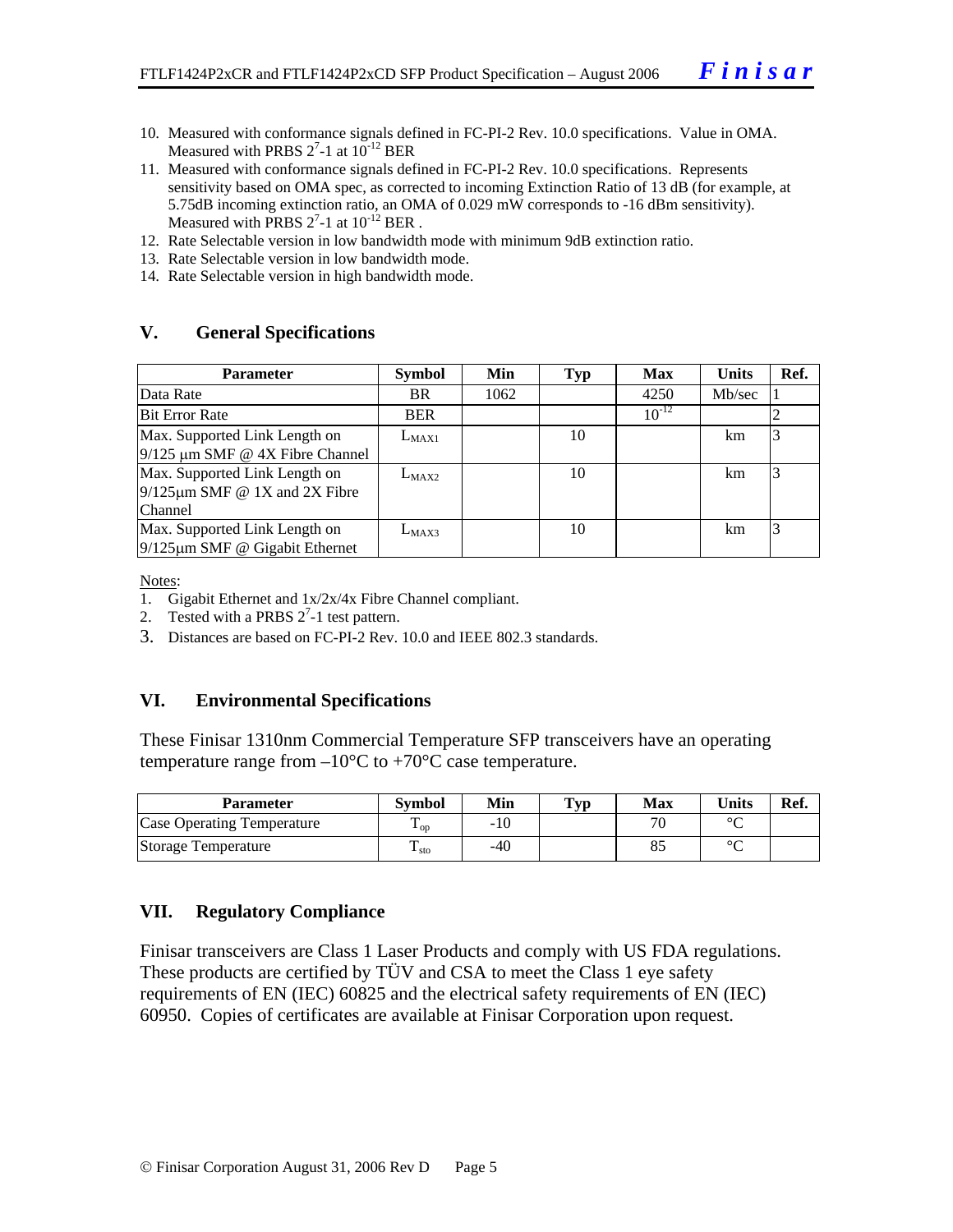10. Measured with conformance signals defined in FC-PI-2 Rev. 10.0 specifications. Value in OMA. Measured with PRBS $2^7$-1 at $10^{-12}$ BER
11. Measured with conformance signals defined in FC-PI-2 Rev. 10.0 specifications. Represents sensitivity based on OMA spec, as corrected to incoming Extinction Ratio of 13 dB (for example, at 5.75dB incoming extinction ratio, an OMA of 0.029 mW corresponds to -16 dBm sensitivity). Measured with PRBS $2^7$-1 at $10^{-12}$ BER .
12. Rate Selectable version in low bandwidth mode with minimum 9dB extinction ratio.
13. Rate Selectable version in low bandwidth mode.
14. Rate Selectable version in high bandwidth mode.

## V. General Specifications

| Parameter | Symbol | Min | Typ | Max | Units | Ref. |
|---|---|---|---|---|---|---|
| Data Rate | BR | 1062 | | 4250 | Mb/sec | 1 |
| Bit Error Rate | BER | | | $10^{-12}$ | | 2 |
| Max. Supported Link Length on 9/125 µm SMF @ 4X Fibre Channel | $L_{MAX1}$ | | 10 | | km | 3 |
| Max. Supported Link Length on 9/125µm SMF @ 1X and 2X Fibre Channel | $L_{MAX2}$ | | 10 | | km | 3 |
| Max. Supported Link Length on 9/125µm SMF @ Gigabit Ethernet | $L_{MAX3}$ | | 10 | | km | 3 |

Notes:

1. Gigabit Ethernet and 1x/2x/4x Fibre Channel compliant.
2. Tested with a PRBS $2^7$-1 test pattern.
3. Distances are based on FC-PI-2 Rev. 10.0 and IEEE 802.3 standards.

## VI. Environmental Specifications

These Finisar 1310nm Commercial Temperature SFP transceivers have an operating temperature range from –10°C to +70°C case temperature.

| Parameter | Symbol | Min | Typ | Max | Units | Ref. |
|---|---|---|---|---|---|---|
| Case Operating Temperature | $T_{op}$ | -10 | | 70 | °C | |
| Storage Temperature | $T_{sto}$ | -40 | | 85 | °C | |

## VII. Regulatory Compliance

Finisar transceivers are Class 1 Laser Products and comply with US FDA regulations. These products are certified by TÜV and CSA to meet the Class 1 eye safety requirements of EN (IEC) 60825 and the electrical safety requirements of EN (IEC) 60950. Copies of certificates are available at Finisar Corporation upon request.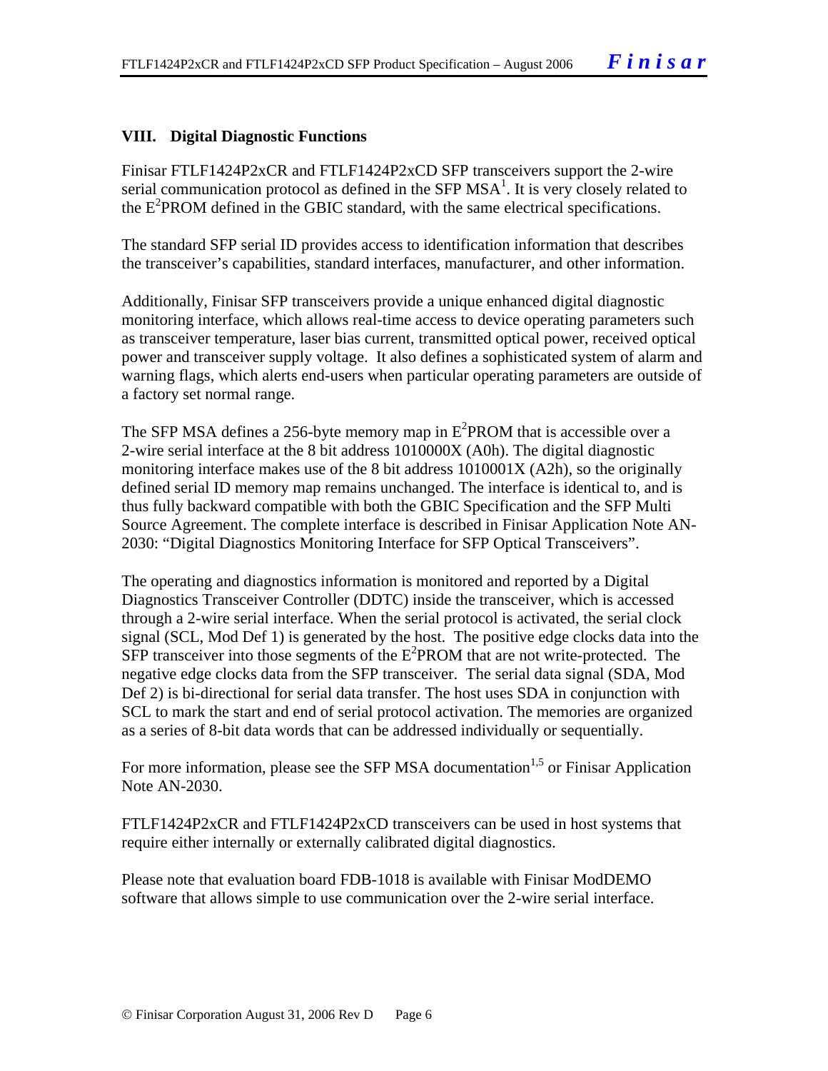## VIII. Digital Diagnostic Functions

Finisar FTLF1424P2xCR and FTLF1424P2xCD SFP transceivers support the 2-wire serial communication protocol as defined in the SFP MSA[1]. It is very closely related to the $E^2$PROM defined in the GBIC standard, with the same electrical specifications.

The standard SFP serial ID provides access to identification information that describes the transceiver's capabilities, standard interfaces, manufacturer, and other information.

Additionally, Finisar SFP transceivers provide a unique enhanced digital diagnostic monitoring interface, which allows real-time access to device operating parameters such as transceiver temperature, laser bias current, transmitted optical power, received optical power and transceiver supply voltage. It also defines a sophisticated system of alarm and warning flags, which alerts end-users when particular operating parameters are outside of a factory set normal range.

The SFP MSA defines a 256-byte memory map in $E^2$PROM that is accessible over a 2-wire serial interface at the 8 bit address 1010000X (A0h). The digital diagnostic monitoring interface makes use of the 8 bit address 1010001X (A2h), so the originally defined serial ID memory map remains unchanged. The interface is identical to, and is thus fully backward compatible with both the GBIC Specification and the SFP Multi Source Agreement. The complete interface is described in Finisar Application Note AN-2030: "Digital Diagnostics Monitoring Interface for SFP Optical Transceivers".

The operating and diagnostics information is monitored and reported by a Digital Diagnostics Transceiver Controller (DDTC) inside the transceiver, which is accessed through a 2-wire serial interface. When the serial protocol is activated, the serial clock signal (SCL, Mod Def 1) is generated by the host. The positive edge clocks data into the SFP transceiver into those segments of the $E^2$PROM that are not write-protected. The negative edge clocks data from the SFP transceiver. The serial data signal (SDA, Mod Def 2) is bi-directional for serial data transfer. The host uses SDA in conjunction with SCL to mark the start and end of serial protocol activation. The memories are organized as a series of 8-bit data words that can be addressed individually or sequentially.

For more information, please see the SFP MSA documentation[1,5] or Finisar Application Note AN-2030.

FTLF1424P2xCR and FTLF1424P2xCD transceivers can be used in host systems that require either internally or externally calibrated digital diagnostics.

Please note that evaluation board FDB-1018 is available with Finisar ModDEMO software that allows simple to use communication over the 2-wire serial interface.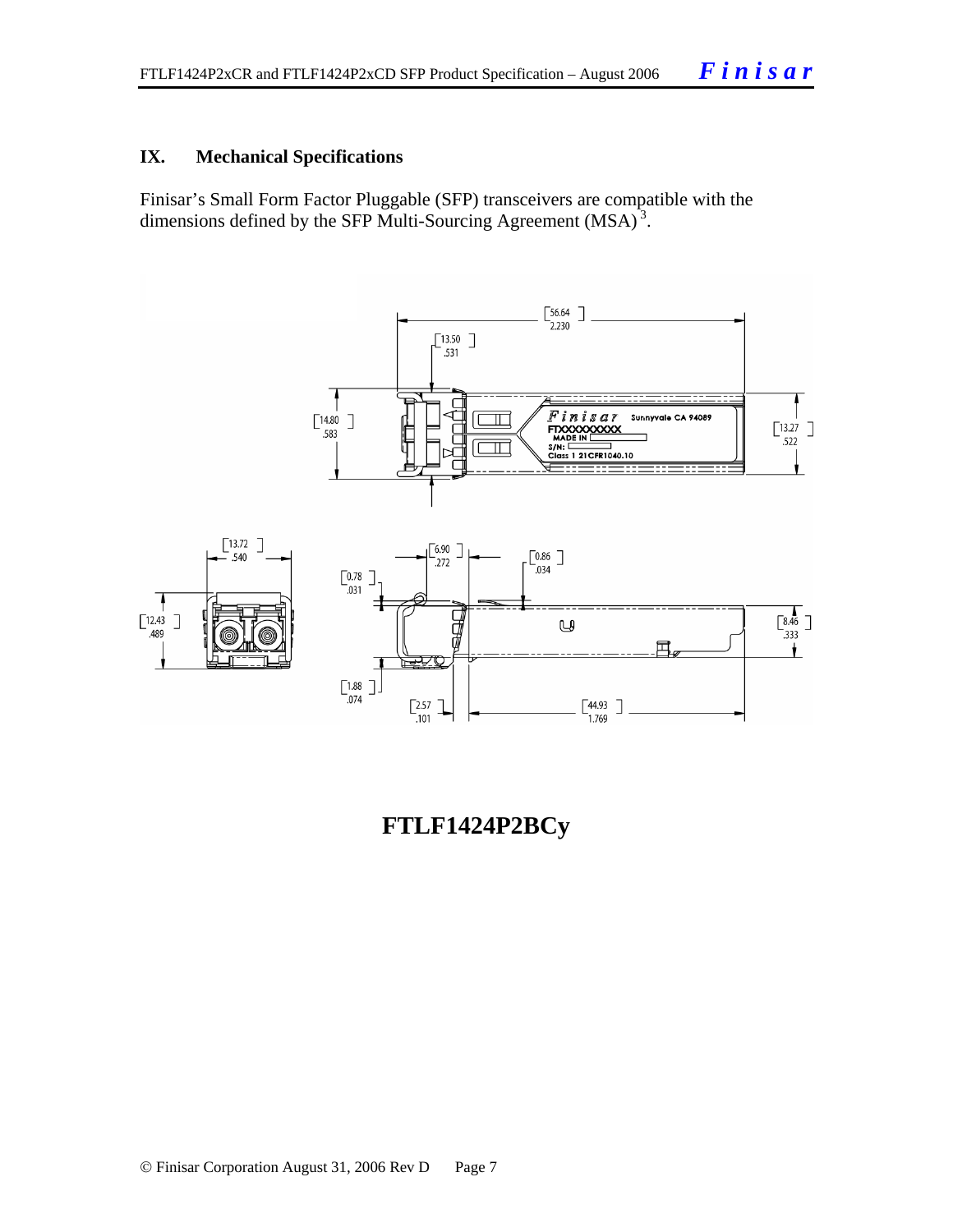## IX. Mechanical Specifications

Finisar's Small Form Factor Pluggable (SFP) transceivers are compatible with the dimensions defined by the SFP Multi-Sourcing Agreement (MSA)[3].

**FTLF1424P2BCy**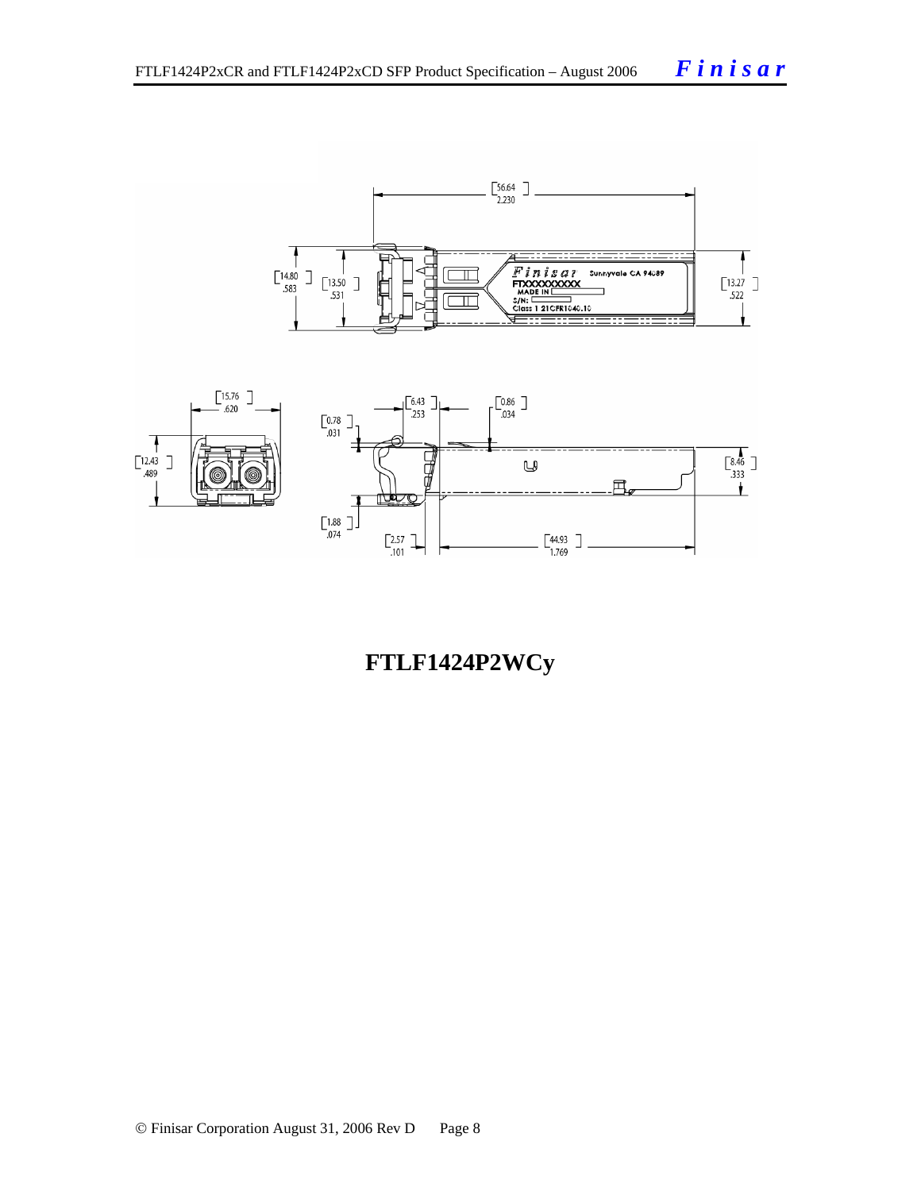**FTLF1424P2WCy**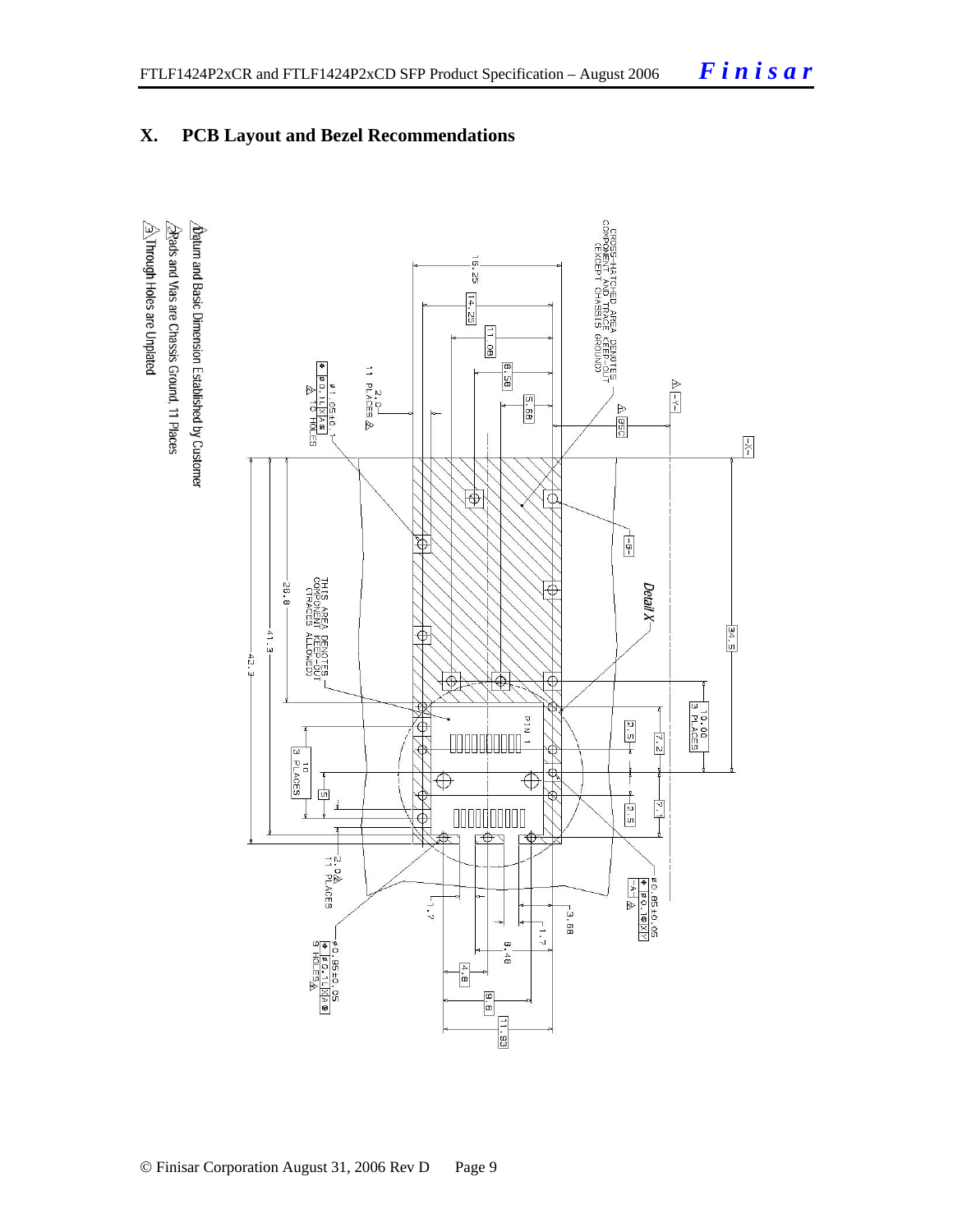## X. PCB Layout and Bezel Recommendations

1. Datum and Basic Dimension Established by Customer
2. Pads and Vias are Chassis Ground, 11 Places
3. Through Holes are Unplated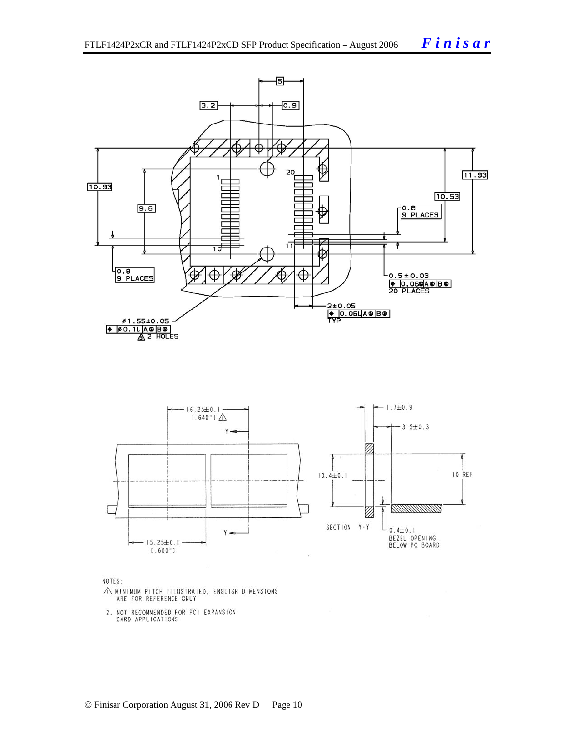NOTES:

1. MINIMUM PITCH ILLUSTRATED, ENGLISH DIMENSIONS ARE FOR REFERENCE ONLY
2. NOT RECOMMENDED FOR PCI EXPANSION CARD APPLICATIONS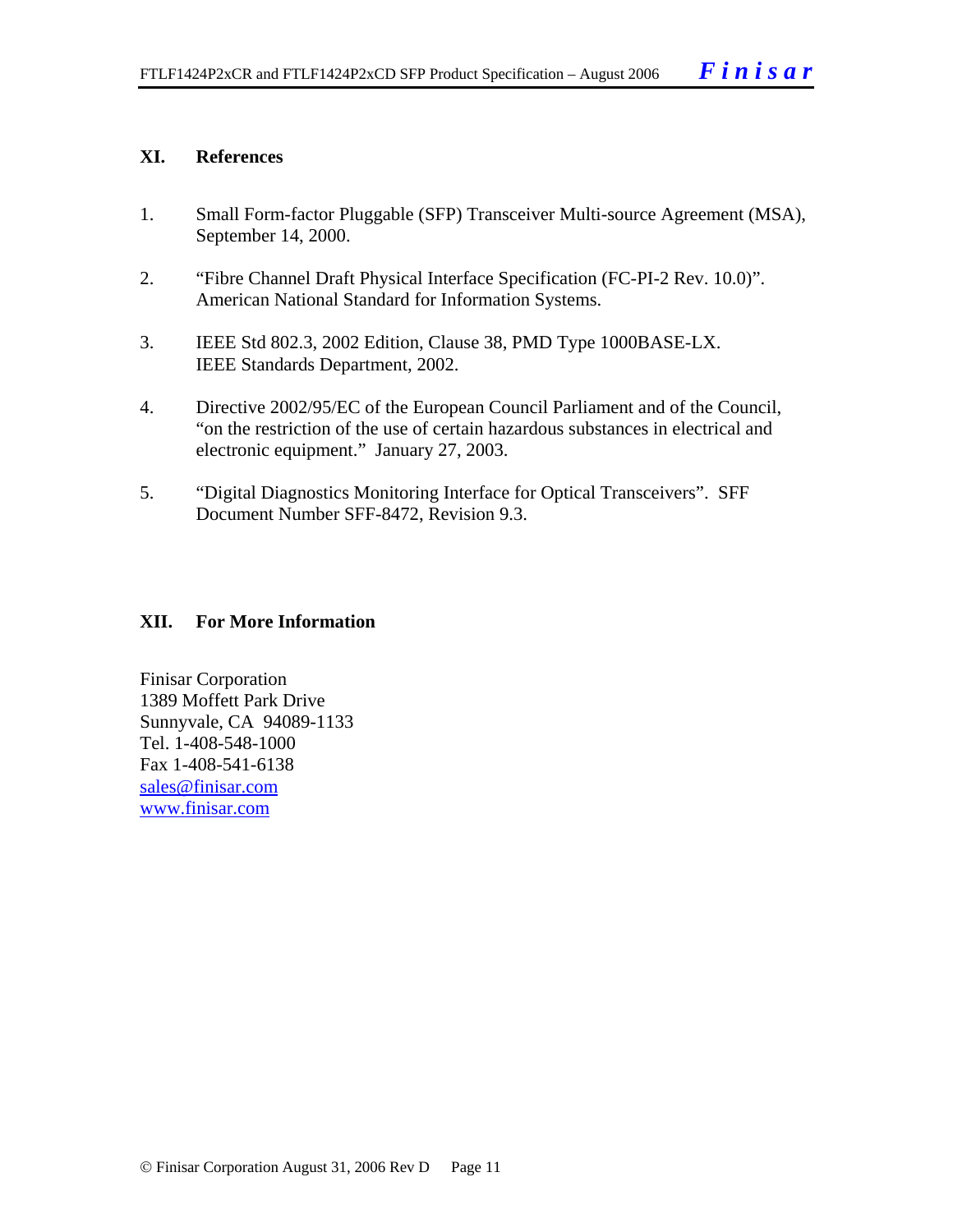## XI. References

1. Small Form-factor Pluggable (SFP) Transceiver Multi-source Agreement (MSA), September 14, 2000.

2. "Fibre Channel Draft Physical Interface Specification (FC-PI-2 Rev. 10.0)". American National Standard for Information Systems.

3. IEEE Std 802.3, 2002 Edition, Clause 38, PMD Type 1000BASE-LX. IEEE Standards Department, 2002.

4. Directive 2002/95/EC of the European Council Parliament and of the Council, "on the restriction of the use of certain hazardous substances in electrical and electronic equipment." January 27, 2003.

5. "Digital Diagnostics Monitoring Interface for Optical Transceivers". SFF Document Number SFF-8472, Revision 9.3.

## XII. For More Information

Finisar Corporation
1389 Moffett Park Drive
Sunnyvale, CA 94089-1133
Tel. 1-408-548-1000
Fax 1-408-541-6138
sales@finisar.com
www.finisar.com